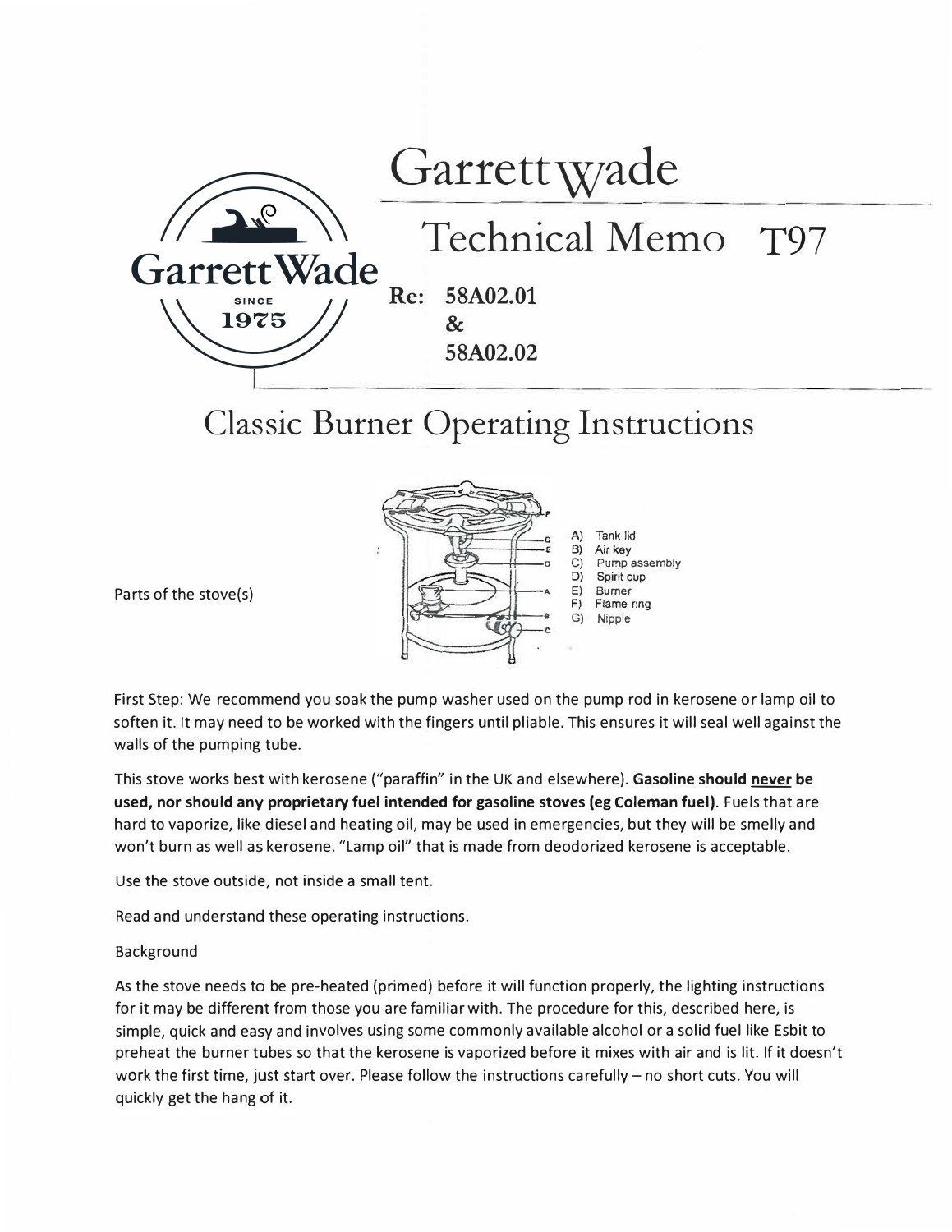# Garrett Wade

## Technical Memo T97

**Re: 58A02.01 & 58A02.02**

# Classic Burner Operating Instructions

Parts of the stove(s)

A) Tank lid
B) Air key
C) Pump assembly
D) Spirit cup
E) Burner
F) Flame ring
G) Nipple

First Step: We recommend you soak the pump washer used on the pump rod in kerosene or lamp oil to soften it. It may need to be worked with the fingers until pliable. This ensures it will seal well against the walls of the pumping tube.

This stove works best with kerosene ("paraffin" in the UK and elsewhere). **Gasoline should <u>never</u> be used, nor should any proprietary fuel intended for gasoline stoves (eg Coleman fuel).** Fuels that are hard to vaporize, like diesel and heating oil, may be used in emergencies, but they will be smelly and won't burn as well as kerosene. "Lamp oil" that is made from deodorized kerosene is acceptable.

Use the stove outside, not inside a small tent.

Read and understand these operating instructions.

Background

As the stove needs to be pre-heated (primed) before it will function properly, the lighting instructions for it may be different from those you are familiar with. The procedure for this, described here, is simple, quick and easy and involves using some commonly available alcohol or a solid fuel like Esbit to preheat the burner tubes so that the kerosene is vaporized before it mixes with air and is lit. If it doesn't work the first time, just start over. Please follow the instructions carefully – no short cuts. You will quickly get the hang of it.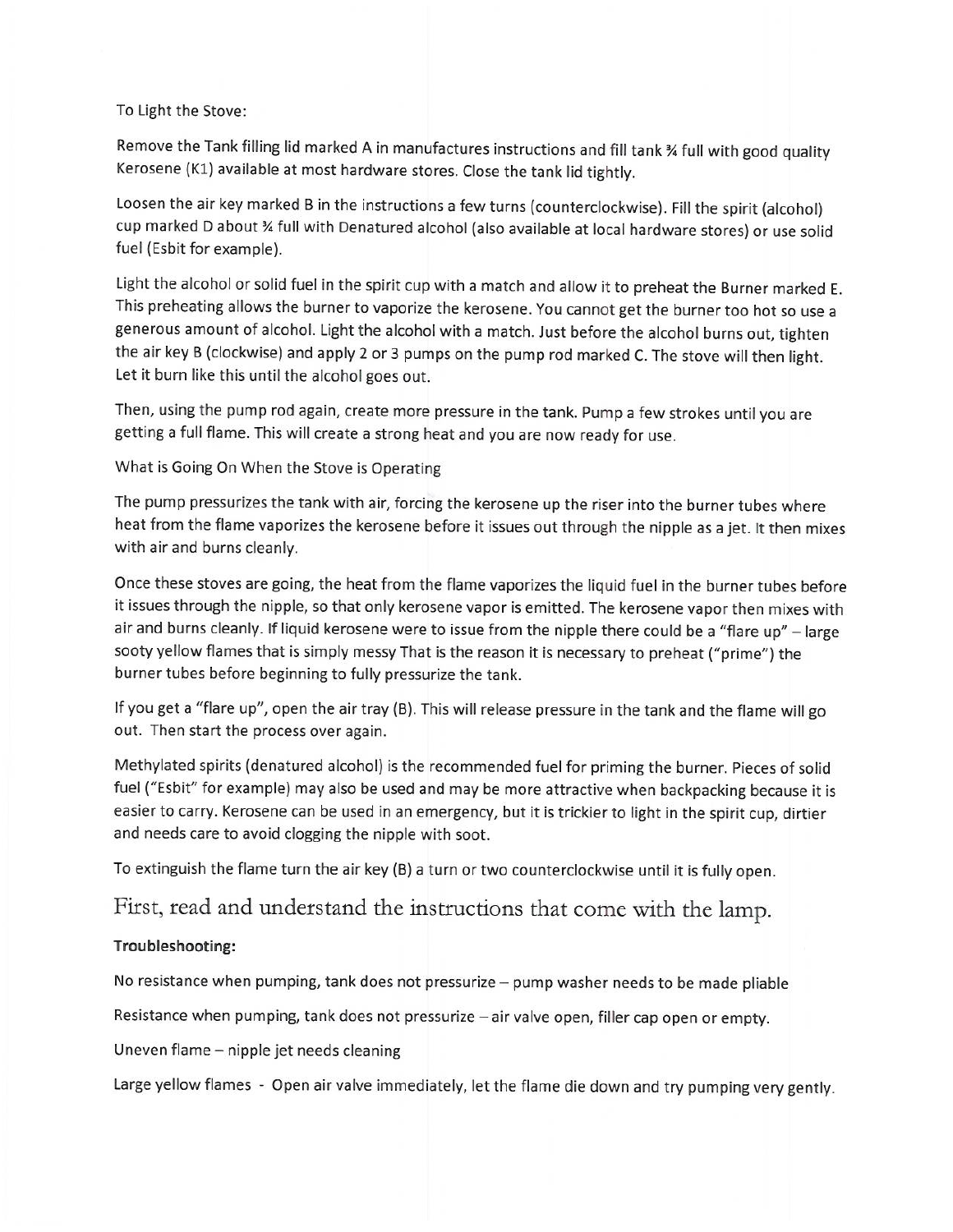To Light the Stove:

Remove the Tank filling lid marked A in manufactures instructions and fill tank ¾ full with good quality Kerosene (K1) available at most hardware stores. Close the tank lid tightly.

Loosen the air key marked B in the instructions a few turns (counterclockwise). Fill the spirit (alcohol) cup marked D about ¾ full with Denatured alcohol (also available at local hardware stores) or use solid fuel (Esbit for example).

Light the alcohol or solid fuel in the spirit cup with a match and allow it to preheat the Burner marked E. This preheating allows the burner to vaporize the kerosene. You cannot get the burner too hot so use a generous amount of alcohol. Light the alcohol with a match. Just before the alcohol burns out, tighten the air key B (clockwise) and apply 2 or 3 pumps on the pump rod marked C. The stove will then light. Let it burn like this until the alcohol goes out.

Then, using the pump rod again, create more pressure in the tank. Pump a few strokes until you are getting a full flame. This will create a strong heat and you are now ready for use.

What is Going On When the Stove is Operating

The pump pressurizes the tank with air, forcing the kerosene up the riser into the burner tubes where heat from the flame vaporizes the kerosene before it issues out through the nipple as a jet. It then mixes with air and burns cleanly.

Once these stoves are going, the heat from the flame vaporizes the liquid fuel in the burner tubes before it issues through the nipple, so that only kerosene vapor is emitted. The kerosene vapor then mixes with air and burns cleanly. If liquid kerosene were to issue from the nipple there could be a "flare up" – large sooty yellow flames that is simply messy That is the reason it is necessary to preheat ("prime") the burner tubes before beginning to fully pressurize the tank.

If you get a "flare up", open the air tray (B). This will release pressure in the tank and the flame will go out. Then start the process over again.

Methylated spirits (denatured alcohol) is the recommended fuel for priming the burner. Pieces of solid fuel ("Esbit" for example) may also be used and may be more attractive when backpacking because it is easier to carry. Kerosene can be used in an emergency, but it is trickier to light in the spirit cup, dirtier and needs care to avoid clogging the nipple with soot.

To extinguish the flame turn the air key (B) a turn or two counterclockwise until it is fully open.

## First, read and understand the instructions that come with the lamp.

**Troubleshooting:**

No resistance when pumping, tank does not pressurize – pump washer needs to be made pliable

Resistance when pumping, tank does not pressurize – air valve open, filler cap open or empty.

Uneven flame – nipple jet needs cleaning

Large yellow flames - Open air valve immediately, let the flame die down and try pumping very gently.